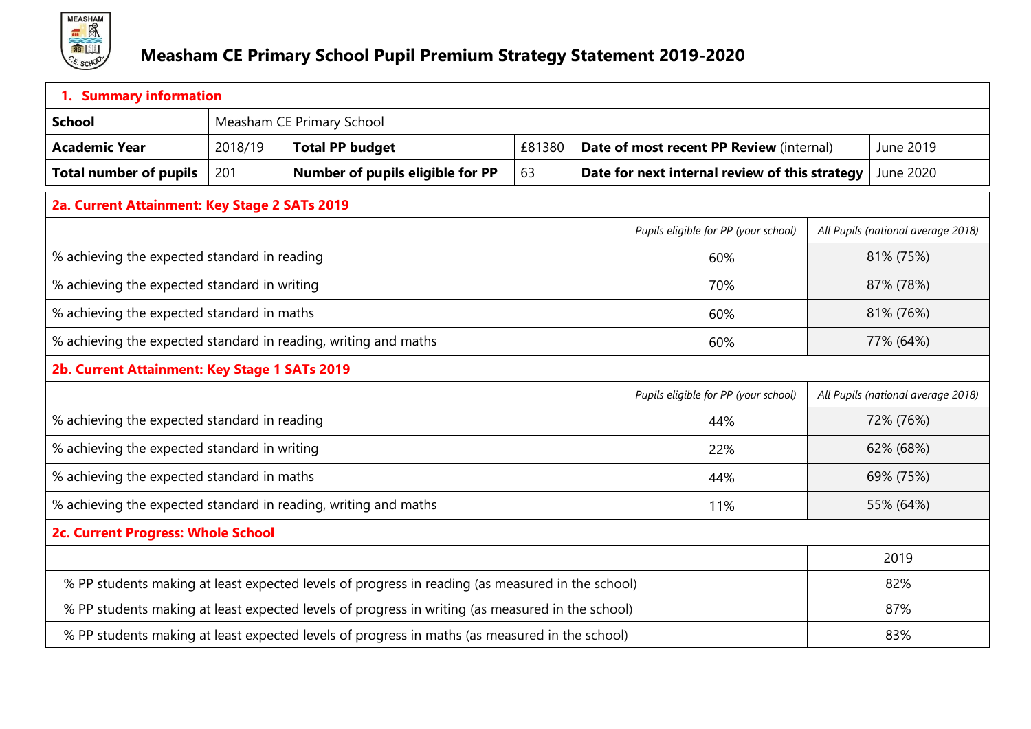# Measham CE Primary School Pupil Premium Strategy Statement 2019-2020

| **1. Summary information** | | | | | |
|---|---|---|---|---|---|
| **School** | Measham CE Primary School | | | | |
| **Academic Year** | 2018/19 | **Total PP budget** | £81380 | **Date of most recent PP Review** (internal) | June 2019 |
| **Total number of pupils** | 201 | **Number of pupils eligible for PP** | 63 | **Date for next internal review of this strategy** | June 2020 |

| **2a. Current Attainment: Key Stage 2 SATs 2019** | | |
|---|---|---|
| | *Pupils eligible for PP (your school)* | *All Pupils (national average 2018)* |
| % achieving the expected standard in reading | 60% | 81% (75%) |
| % achieving the expected standard in writing | 70% | 87% (78%) |
| % achieving the expected standard in maths | 60% | 81% (76%) |
| % achieving the expected standard in reading, writing and maths | 60% | 77% (64%) |

| **2b. Current Attainment: Key Stage 1 SATs 2019** | | |
|---|---|---|
| | *Pupils eligible for PP (your school)* | *All Pupils (national average 2018)* |
| % achieving the expected standard in reading | 44% | 72% (76%) |
| % achieving the expected standard in writing | 22% | 62% (68%) |
| % achieving the expected standard in maths | 44% | 69% (75%) |
| % achieving the expected standard in reading, writing and maths | 11% | 55% (64%) |

| **2c. Current Progress: Whole School** | |
|---|---|
| | 2019 |
| % PP students making at least expected levels of progress in reading (as measured in the school) | 82% |
| % PP students making at least expected levels of progress in writing (as measured in the school) | 87% |
| % PP students making at least expected levels of progress in maths (as measured in the school) | 83% |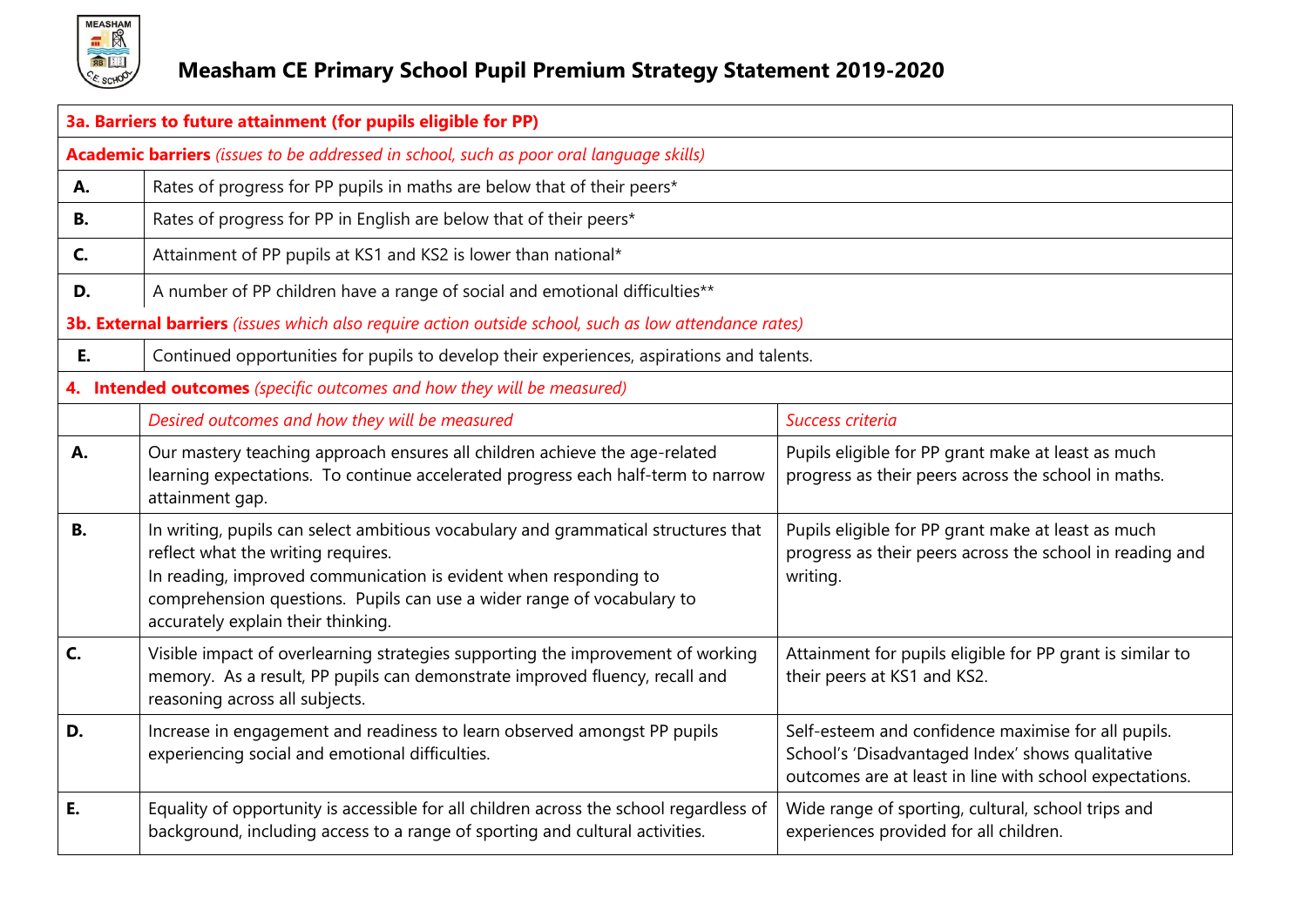# Measham CE Primary School Pupil Premium Strategy Statement 2019-2020

| **3a. Barriers to future attainment (for pupils eligible for PP)** | |
|---|---|
| **Academic barriers** *(issues to be addressed in school, such as poor oral language skills)* | |
| **A.** | Rates of progress for PP pupils in maths are below that of their peers* |
| **B.** | Rates of progress for PP in English are below that of their peers* |
| **C.** | Attainment of PP pupils at KS1 and KS2 is lower than national* |
| **D.** | A number of PP children have a range of social and emotional difficulties** |
| **3b. External barriers** *(issues which also require action outside school, such as low attendance rates)* | |
| **E.** | Continued opportunities for pupils to develop their experiences, aspirations and talents. |

| **4. Intended outcomes** *(specific outcomes and how they will be measured)* | | |
|---|---|---|
| | *Desired outcomes and how they will be measured* | *Success criteria* |
| **A.** | Our mastery teaching approach ensures all children achieve the age-related learning expectations. To continue accelerated progress each half-term to narrow attainment gap. | Pupils eligible for PP grant make at least as much progress as their peers across the school in maths. |
| **B.** | In writing, pupils can select ambitious vocabulary and grammatical structures that reflect what the writing requires.<br>In reading, improved communication is evident when responding to comprehension questions. Pupils can use a wider range of vocabulary to accurately explain their thinking. | Pupils eligible for PP grant make at least as much progress as their peers across the school in reading and writing. |
| **C.** | Visible impact of overlearning strategies supporting the improvement of working memory. As a result, PP pupils can demonstrate improved fluency, recall and reasoning across all subjects. | Attainment for pupils eligible for PP grant is similar to their peers at KS1 and KS2. |
| **D.** | Increase in engagement and readiness to learn observed amongst PP pupils experiencing social and emotional difficulties. | Self-esteem and confidence maximise for all pupils. School's 'Disadvantaged Index' shows qualitative outcomes are at least in line with school expectations. |
| **E.** | Equality of opportunity is accessible for all children across the school regardless of background, including access to a range of sporting and cultural activities. | Wide range of sporting, cultural, school trips and experiences provided for all children. |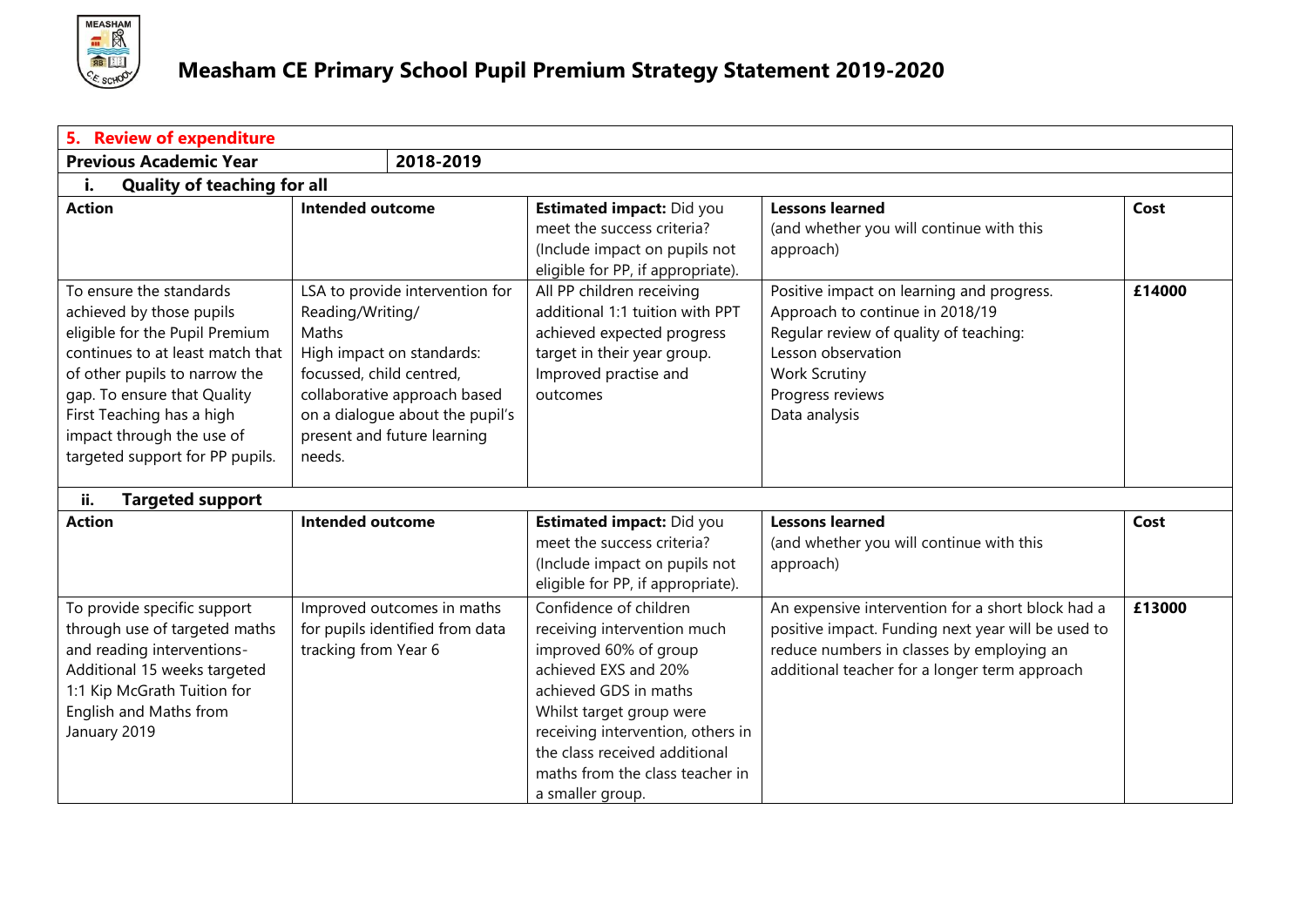# Measham CE Primary School Pupil Premium Strategy Statement 2019-2020

| **5. Review of expenditure** | | | | |
|---|---|---|---|---|
| **Previous Academic Year** | **2018-2019** | | | |
| **i. Quality of teaching for all** | | | | |
| **Action** | **Intended outcome** | **Estimated impact:** Did you meet the success criteria? (Include impact on pupils not eligible for PP, if appropriate). | **Lessons learned** (and whether you will continue with this approach) | **Cost** |
| To ensure the standards achieved by those pupils eligible for the Pupil Premium continues to at least match that of other pupils to narrow the gap. To ensure that Quality First Teaching has a high impact through the use of targeted support for PP pupils. | LSA to provide intervention for Reading/Writing/ Maths<br>High impact on standards: focussed, child centred, collaborative approach based on a dialogue about the pupil's present and future learning needs. | All PP children receiving additional 1:1 tuition with PPT achieved expected progress target in their year group. Improved practise and outcomes | Positive impact on learning and progress. Approach to continue in 2018/19<br>Regular review of quality of teaching:<br>Lesson observation<br>Work Scrutiny<br>Progress reviews<br>Data analysis | **£14000** |
| **ii. Targeted support** | | | | |
| **Action** | **Intended outcome** | **Estimated impact:** Did you meet the success criteria? (Include impact on pupils not eligible for PP, if appropriate). | **Lessons learned** (and whether you will continue with this approach) | **Cost** |
| To provide specific support through use of targeted maths and reading interventions- Additional 15 weeks targeted 1:1 Kip McGrath Tuition for English and Maths from January 2019 | Improved outcomes in maths for pupils identified from data tracking from Year 6 | Confidence of children receiving intervention much improved 60% of group achieved EXS and 20% achieved GDS in maths<br>Whilst target group were receiving intervention, others in the class received additional maths from the class teacher in a smaller group. | An expensive intervention for a short block had a positive impact. Funding next year will be used to reduce numbers in classes by employing an additional teacher for a longer term approach | **£13000** |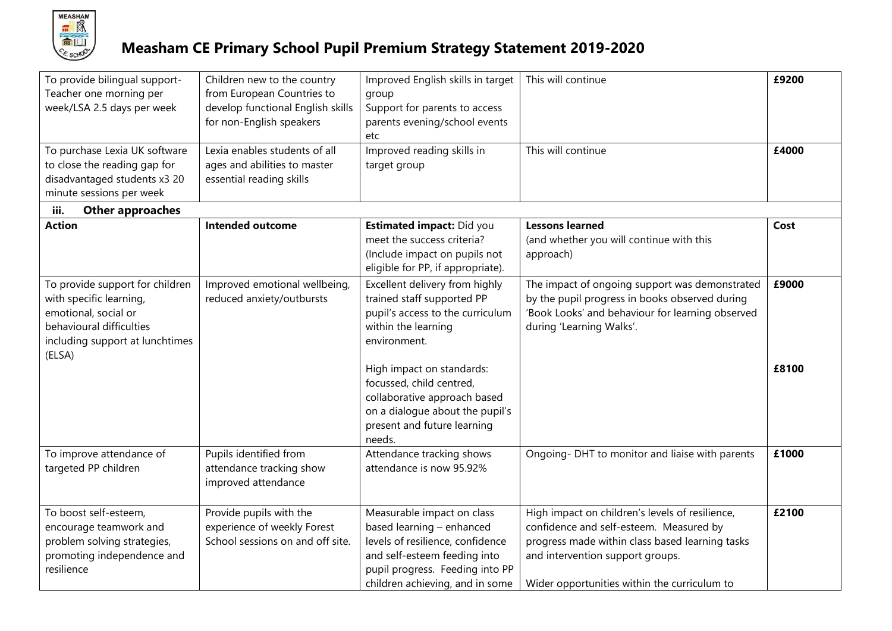# Measham CE Primary School Pupil Premium Strategy Statement 2019-2020

| | | | | |
|---|---|---|---|---|
| To provide bilingual support- Teacher one morning per week/LSA 2.5 days per week | Children new to the country from European Countries to develop functional English skills for non-English speakers | Improved English skills in target group<br>Support for parents to access parents evening/school events etc | This will continue | **£9200** |
| To purchase Lexia UK software to close the reading gap for disadvantaged students x3 20 minute sessions per week | Lexia enables students of all ages and abilities to master essential reading skills | Improved reading skills in target group | This will continue | **£4000** |

**iii. Other approaches**

| **Action** | **Intended outcome** | **Estimated impact:** Did you meet the success criteria? (Include impact on pupils not eligible for PP, if appropriate). | **Lessons learned** (and whether you will continue with this approach) | **Cost** |
|---|---|---|---|---|
| To provide support for children with specific learning, emotional, social or behavioural difficulties including support at lunchtimes (ELSA) | Improved emotional wellbeing, reduced anxiety/outbursts | Excellent delivery from highly trained staff supported PP pupil's access to the curriculum within the learning environment.<br><br>High impact on standards: focussed, child centred, collaborative approach based on a dialogue about the pupil's present and future learning needs. | The impact of ongoing support was demonstrated by the pupil progress in books observed during 'Book Looks' and behaviour for learning observed during 'Learning Walks'. | **£9000**<br><br>**£8100** |
| To improve attendance of targeted PP children | Pupils identified from attendance tracking show improved attendance | Attendance tracking shows attendance is now 95.92% | Ongoing- DHT to monitor and liaise with parents | **£1000** |
| To boost self-esteem, encourage teamwork and problem solving strategies, promoting independence and resilience | Provide pupils with the experience of weekly Forest School sessions on and off site. | Measurable impact on class based learning – enhanced levels of resilience, confidence and self-esteem feeding into pupil progress. Feeding into PP children achieving, and in some | High impact on children's levels of resilience, confidence and self-esteem. Measured by progress made within class based learning tasks and intervention support groups.<br><br>Wider opportunities within the curriculum to | **£2100** |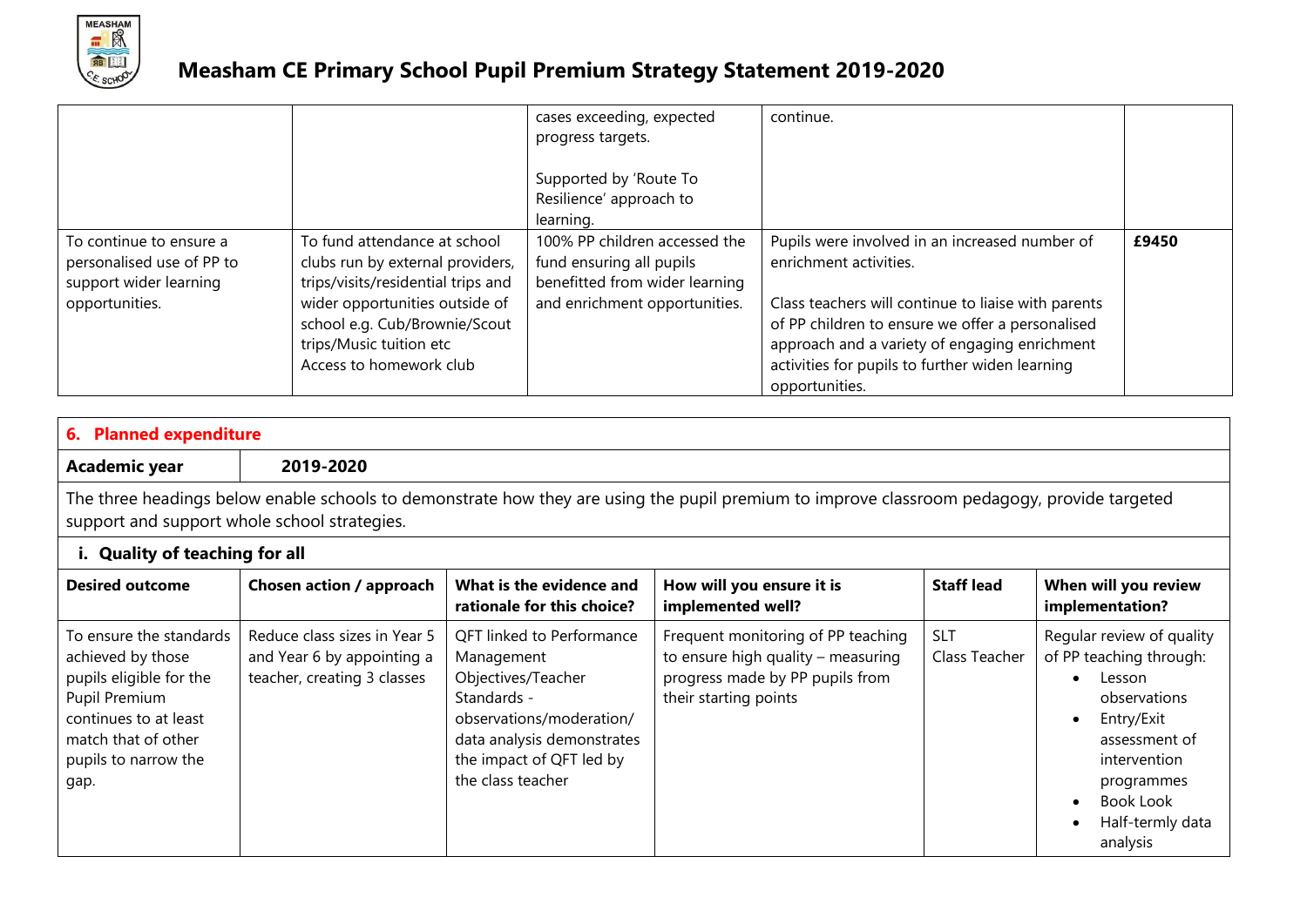| | | cases exceeding, expected progress targets.<br><br>Supported by 'Route To Resilience' approach to learning. | continue. | |
|---|---|---|---|---|
| To continue to ensure a personalised use of PP to support wider learning opportunities. | To fund attendance at school clubs run by external providers, trips/visits/residential trips and wider opportunities outside of school e.g. Cub/Brownie/Scout trips/Music tuition etc<br>Access to homework club | 100% PP children accessed the fund ensuring all pupils benefitted from wider learning and enrichment opportunities. | Pupils were involved in an increased number of enrichment activities.<br><br>Class teachers will continue to liaise with parents of PP children to ensure we offer a personalised approach and a variety of engaging enrichment activities for pupils to further widen learning opportunities. | **£9450** |

## 6. Planned expenditure

| **Academic year** | **2019-2020** |
|---|---|

The three headings below enable schools to demonstrate how they are using the pupil premium to improve classroom pedagogy, provide targeted support and support whole school strategies.

### i. Quality of teaching for all

| Desired outcome | Chosen action / approach | What is the evidence and rationale for this choice? | How will you ensure it is implemented well? | Staff lead | When will you review implementation? |
|---|---|---|---|---|---|
| To ensure the standards achieved by those pupils eligible for the Pupil Premium continues to at least match that of other pupils to narrow the gap. | Reduce class sizes in Year 5 and Year 6 by appointing a teacher, creating 3 classes | QFT linked to Performance Management Objectives/Teacher Standards - observations/moderation/ data analysis demonstrates the impact of QFT led by the class teacher | Frequent monitoring of PP teaching to ensure high quality – measuring progress made by PP pupils from their starting points | SLT<br>Class Teacher | Regular review of quality of PP teaching through:<br>• Lesson observations<br>• Entry/Exit assessment of intervention programmes<br>• Book Look<br>• Half-termly data analysis |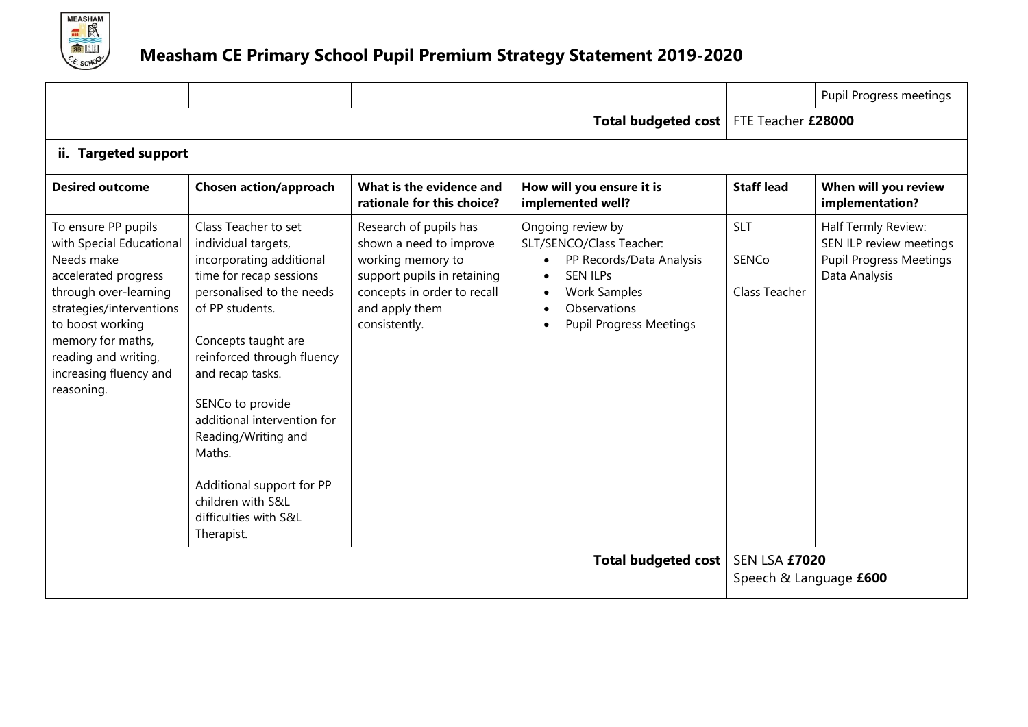# Measham CE Primary School Pupil Premium Strategy Statement 2019-2020

| | | | | | |
|---|---|---|---|---|---|
| | | | | | Pupil Progress meetings |
| | | | **Total budgeted cost** | FTE Teacher **£28000** | |

### ii. Targeted support

| Desired outcome | Chosen action/approach | What is the evidence and rationale for this choice? | How will you ensure it is implemented well? | Staff lead | When will you review implementation? |
|---|---|---|---|---|---|
| To ensure PP pupils with Special Educational Needs make accelerated progress through over-learning strategies/interventions to boost working memory for maths, reading and writing, increasing fluency and reasoning. | Class Teacher to set individual targets, incorporating additional time for recap sessions personalised to the needs of PP students.<br><br>Concepts taught are reinforced through fluency and recap tasks.<br><br>SENCo to provide additional intervention for Reading/Writing and Maths.<br><br>Additional support for PP children with S&L difficulties with S&L Therapist. | Research of pupils has shown a need to improve working memory to support pupils in retaining concepts in order to recall and apply them consistently. | Ongoing review by SLT/SENCO/Class Teacher:<br>• PP Records/Data Analysis<br>• SEN ILPs<br>• Work Samples<br>• Observations<br>• Pupil Progress Meetings | SLT<br><br>SENCo<br><br>Class Teacher | Half Termly Review:<br>SEN ILP review meetings<br>Pupil Progress Meetings<br>Data Analysis |
| | | | **Total budgeted cost** | SEN LSA **£7020**<br>Speech & Language **£600** | |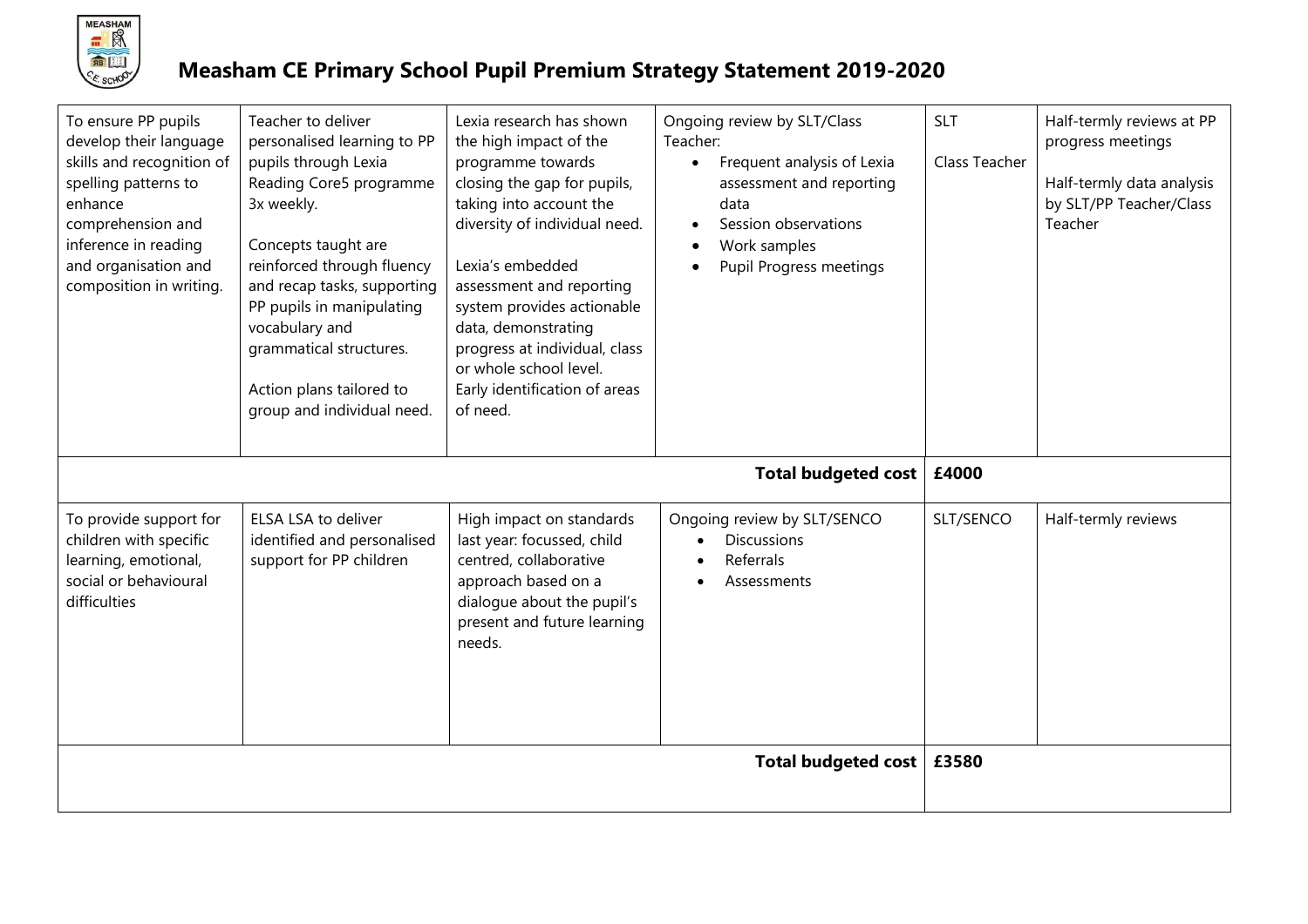# Measham CE Primary School Pupil Premium Strategy Statement 2019-2020

| | | | | | |
|---|---|---|---|---|---|
| To ensure PP pupils develop their language skills and recognition of spelling patterns to enhance comprehension and inference in reading and organisation and composition in writing. | Teacher to deliver personalised learning to PP pupils through Lexia Reading Core5 programme 3x weekly.<br><br>Concepts taught are reinforced through fluency and recap tasks, supporting PP pupils in manipulating vocabulary and grammatical structures.<br><br>Action plans tailored to group and individual need. | Lexia research has shown the high impact of the programme towards closing the gap for pupils, taking into account the diversity of individual need.<br><br>Lexia's embedded assessment and reporting system provides actionable data, demonstrating progress at individual, class or whole school level. Early identification of areas of need. | Ongoing review by SLT/Class Teacher:<br>• Frequent analysis of Lexia assessment and reporting data<br>• Session observations<br>• Work samples<br>• Pupil Progress meetings | SLT<br><br>Class Teacher | Half-termly reviews at PP progress meetings<br><br>Half-termly data analysis by SLT/PP Teacher/Class Teacher |
| | | | **Total budgeted cost** | **£4000** | |
| To provide support for children with specific learning, emotional, social or behavioural difficulties | ELSA LSA to deliver identified and personalised support for PP children | High impact on standards last year: focussed, child centred, collaborative approach based on a dialogue about the pupil's present and future learning needs. | Ongoing review by SLT/SENCO<br>• Discussions<br>• Referrals<br>• Assessments | SLT/SENCO | Half-termly reviews |
| | | | **Total budgeted cost** | **£3580** | |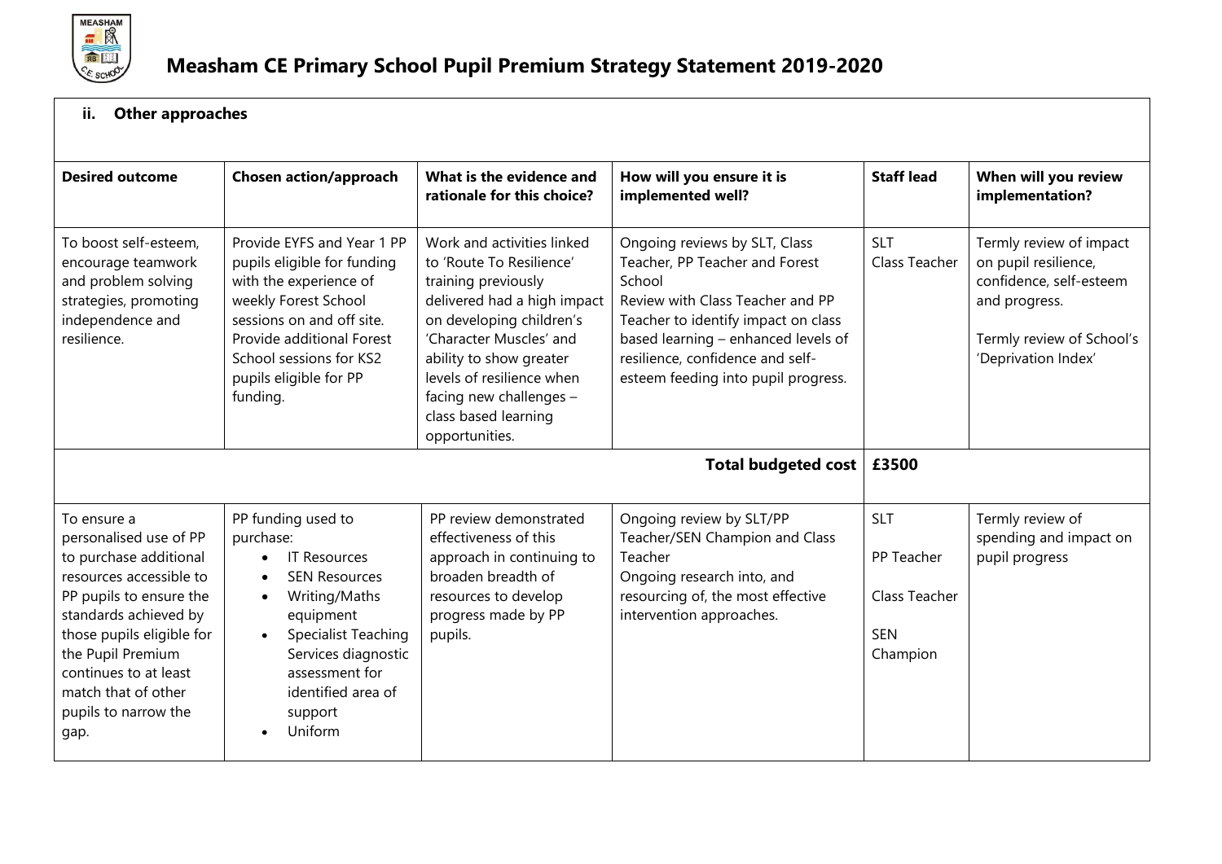# Measham CE Primary School Pupil Premium Strategy Statement 2019-2020

### ii. Other approaches

| Desired outcome | Chosen action/approach | What is the evidence and rationale for this choice? | How will you ensure it is implemented well? | Staff lead | When will you review implementation? |
|---|---|---|---|---|---|
| To boost self-esteem, encourage teamwork and problem solving strategies, promoting independence and resilience. | Provide EYFS and Year 1 PP pupils eligible for funding with the experience of weekly Forest School sessions on and off site. Provide additional Forest School sessions for KS2 pupils eligible for PP funding. | Work and activities linked to 'Route To Resilience' training previously delivered had a high impact on developing children's 'Character Muscles' and ability to show greater levels of resilience when facing new challenges – class based learning opportunities. | Ongoing reviews by SLT, Class Teacher, PP Teacher and Forest School<br>Review with Class Teacher and PP Teacher to identify impact on class based learning – enhanced levels of resilience, confidence and self-esteem feeding into pupil progress. | SLT<br>Class Teacher | Termly review of impact on pupil resilience, confidence, self-esteem and progress.<br><br>Termly review of School's 'Deprivation Index' |
| | | | **Total budgeted cost** | **£3500** | |
| To ensure a personalised use of PP to purchase additional resources accessible to PP pupils to ensure the standards achieved by those pupils eligible for the Pupil Premium continues to at least match that of other pupils to narrow the gap. | PP funding used to purchase:<br>• IT Resources<br>• SEN Resources<br>• Writing/Maths equipment<br>• Specialist Teaching Services diagnostic assessment for identified area of support<br>• Uniform | PP review demonstrated effectiveness of this approach in continuing to broaden breadth of resources to develop progress made by PP pupils. | Ongoing review by SLT/PP Teacher/SEN Champion and Class Teacher<br>Ongoing research into, and resourcing of, the most effective intervention approaches. | SLT<br><br>PP Teacher<br><br>Class Teacher<br><br>SEN Champion | Termly review of spending and impact on pupil progress |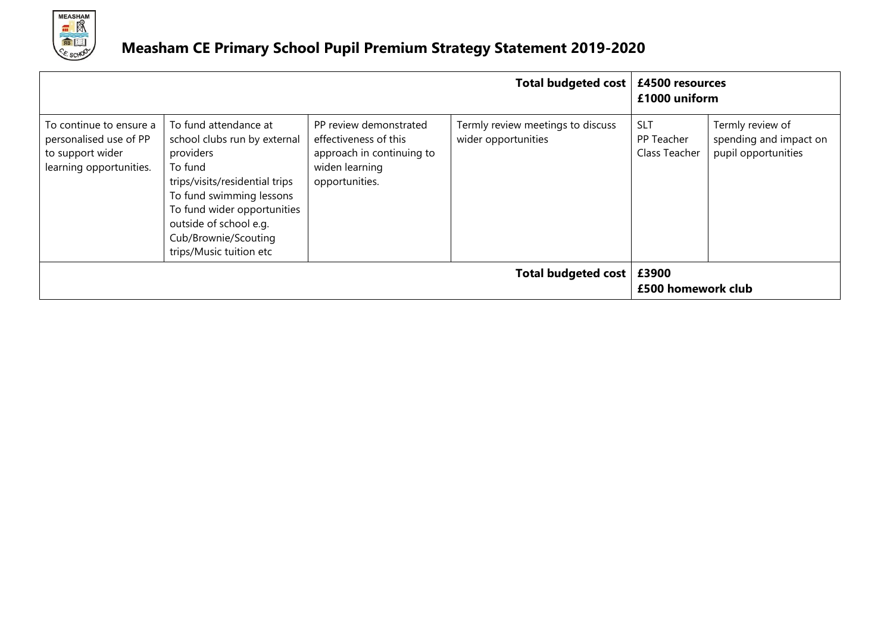# Measham CE Primary School Pupil Premium Strategy Statement 2019-2020

| | | | | | |
|---|---|---|---|---|---|
| | | | **Total budgeted cost** | **£4500 resources**<br>**£1000 uniform** | |
| To continue to ensure a personalised use of PP to support wider learning opportunities. | To fund attendance at school clubs run by external providers<br>To fund trips/visits/residential trips<br>To fund swimming lessons<br>To fund wider opportunities outside of school e.g. Cub/Brownie/Scouting trips/Music tuition etc | PP review demonstrated effectiveness of this approach in continuing to widen learning opportunities. | Termly review meetings to discuss wider opportunities | SLT<br>PP Teacher<br>Class Teacher | Termly review of spending and impact on pupil opportunities |
| | | | **Total budgeted cost** | **£3900**<br>**£500 homework club** | |